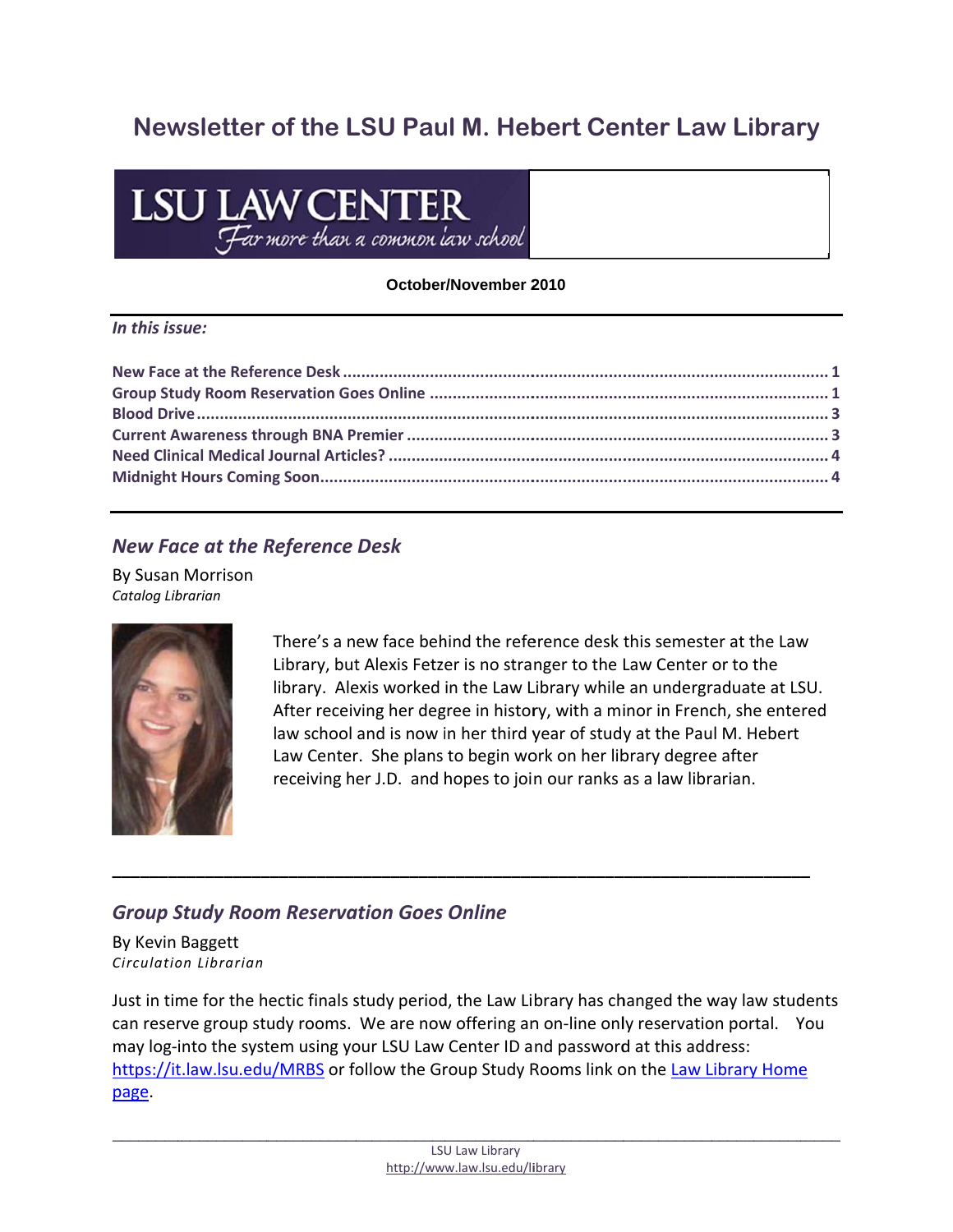# Newsletter of the LSU Paul M. Hebert Center Law Library

LSU LAW CENTER
*Far more than a common law school*

**October/November 2010**

---

***In this issue:***

**New Face at the Reference Desk .......... 1**
**Group Study Room Reservation Goes Online .......... 1**
**Blood Drive .......... 3**
**Current Awareness through BNA Premier .......... 3**
**Need Clinical Medical Journal Articles? .......... 4**
**Midnight Hours Coming Soon .......... 4**

---

## *New Face at the Reference Desk*

By Susan Morrison
*Catalog Librarian*

There's a new face behind the reference desk this semester at the Law Library, but Alexis Fetzer is no stranger to the Law Center or to the library. Alexis worked in the Law Library while an undergraduate at LSU. After receiving her degree in history, with a minor in French, she entered law school and is now in her third year of study at the Paul M. Hebert Law Center. She plans to begin work on her library degree after receiving her J.D. and hopes to join our ranks as a law librarian.

---

## *Group Study Room Reservation Goes Online*

By Kevin Baggett
*Circulation Librarian*

Just in time for the hectic finals study period, the Law Library has changed the way law students can reserve group study rooms. We are now offering an on-line only reservation portal. You may log-into the system using your LSU Law Center ID and password at this address: [https://it.law.lsu.edu/MRBS](https://it.law.lsu.edu/MRBS) or follow the Group Study Rooms link on the [Law Library Home page](http://www.law.lsu.edu/library).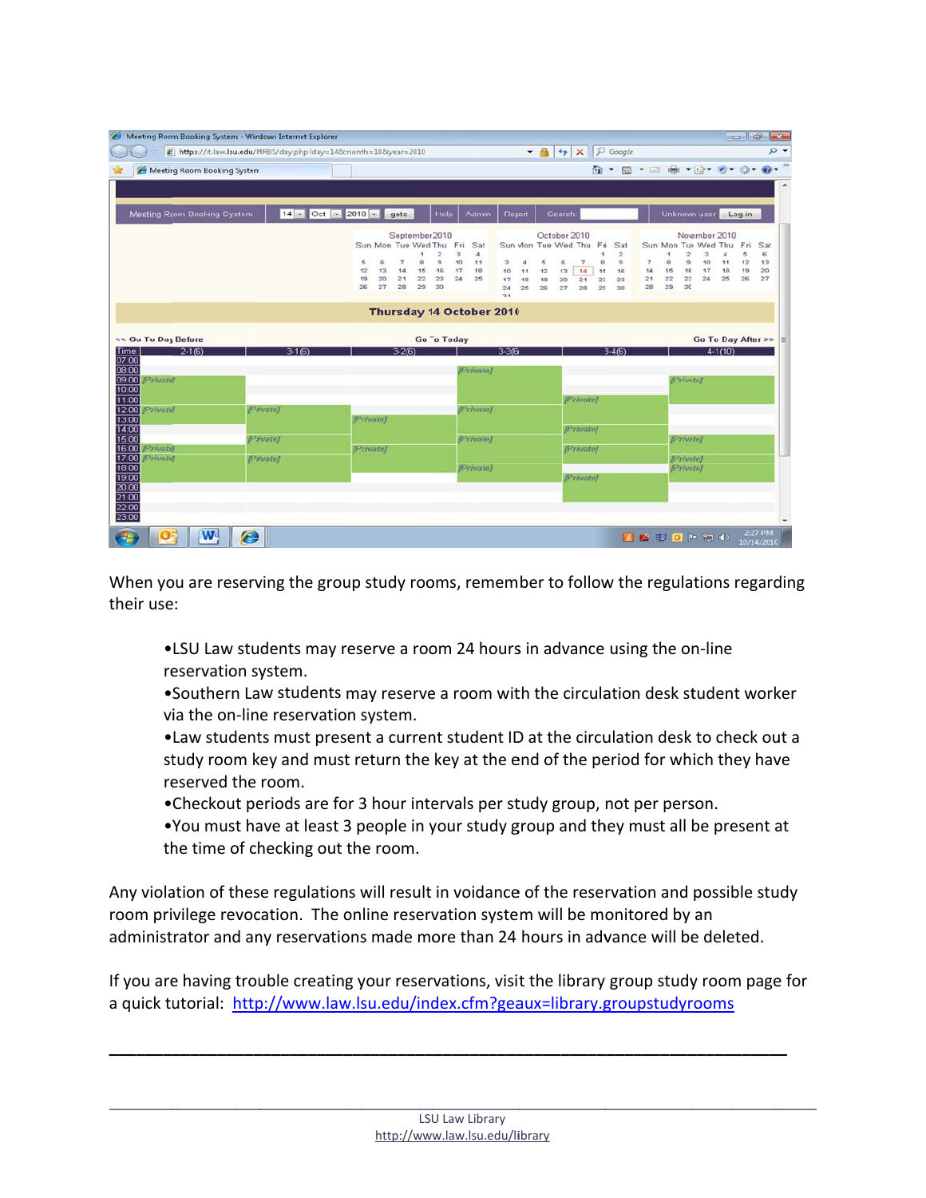When you are reserving the group study rooms, remember to follow the regulations regarding their use:

- •LSU Law students may reserve a room 24 hours in advance using the on-line reservation system.
- •Southern Law students may reserve a room with the circulation desk student worker via the on-line reservation system.
- •Law students must present a current student ID at the circulation desk to check out a study room key and must return the key at the end of the period for which they have reserved the room.
- •Checkout periods are for 3 hour intervals per study group, not per person.
- •You must have at least 3 people in your study group and they must all be present at the time of checking out the room.

Any violation of these regulations will result in voidance of the reservation and possible study room privilege revocation. The online reservation system will be monitored by an administrator and any reservations made more than 24 hours in advance will be deleted.

If you are having trouble creating your reservations, visit the library group study room page for a quick tutorial: http://www.law.lsu.edu/index.cfm?geaux=library.groupstudyrooms

---

LSU Law Library
http://www.law.lsu.edu/library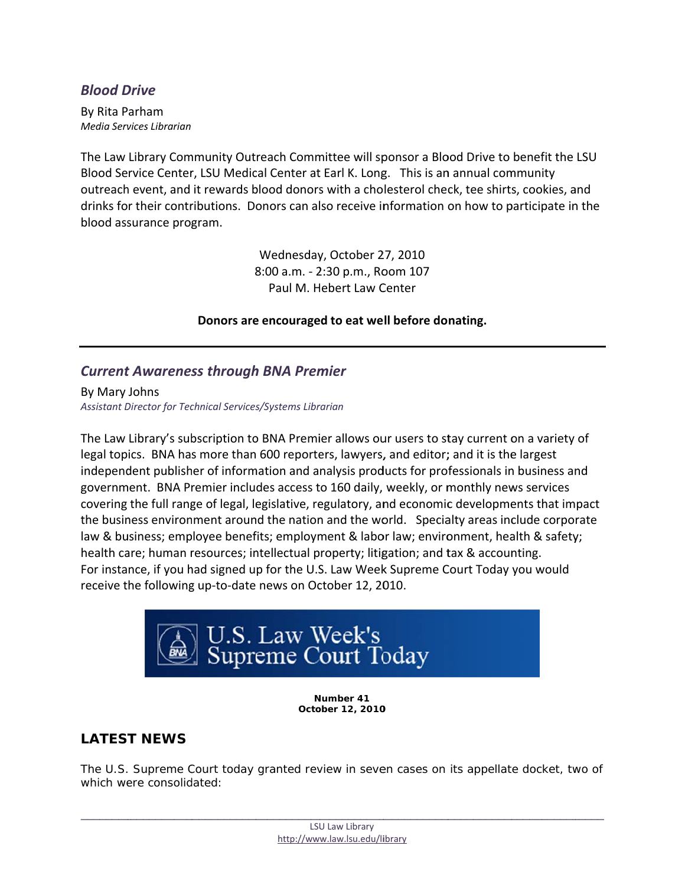## *Blood Drive*

By Rita Parham
*Media Services Librarian*

The Law Library Community Outreach Committee will sponsor a Blood Drive to benefit the LSU Blood Service Center, LSU Medical Center at Earl K. Long. This is an annual community outreach event, and it rewards blood donors with a cholesterol check, tee shirts, cookies, and drinks for their contributions. Donors can also receive information on how to participate in the blood assurance program.

Wednesday, October 27, 2010
8:00 a.m. - 2:30 p.m., Room 107
Paul M. Hebert Law Center

**Donors are encouraged to eat well before donating.**

---

## *Current Awareness through BNA Premier*

By Mary Johns
*Assistant Director for Technical Services/Systems Librarian*

The Law Library's subscription to BNA Premier allows our users to stay current on a variety of legal topics. BNA has more than 600 reporters, lawyers, and editor; and it is the largest independent publisher of information and analysis products for professionals in business and government. BNA Premier includes access to 160 daily, weekly, or monthly news services covering the full range of legal, legislative, regulatory, and economic developments that impact the business environment around the nation and the world. Specialty areas include corporate law & business; employee benefits; employment & labor law; environment, health & safety; health care; human resources; intellectual property; litigation; and tax & accounting. For instance, if you had signed up for the U.S. Law Week Supreme Court Today you would receive the following up-to-date news on October 12, 2010.

U.S. Law Week's Supreme Court Today

**Number 41**
**October 12, 2010**

### LATEST NEWS

The U.S. Supreme Court today granted review in seven cases on its appellate docket, two of which were consolidated: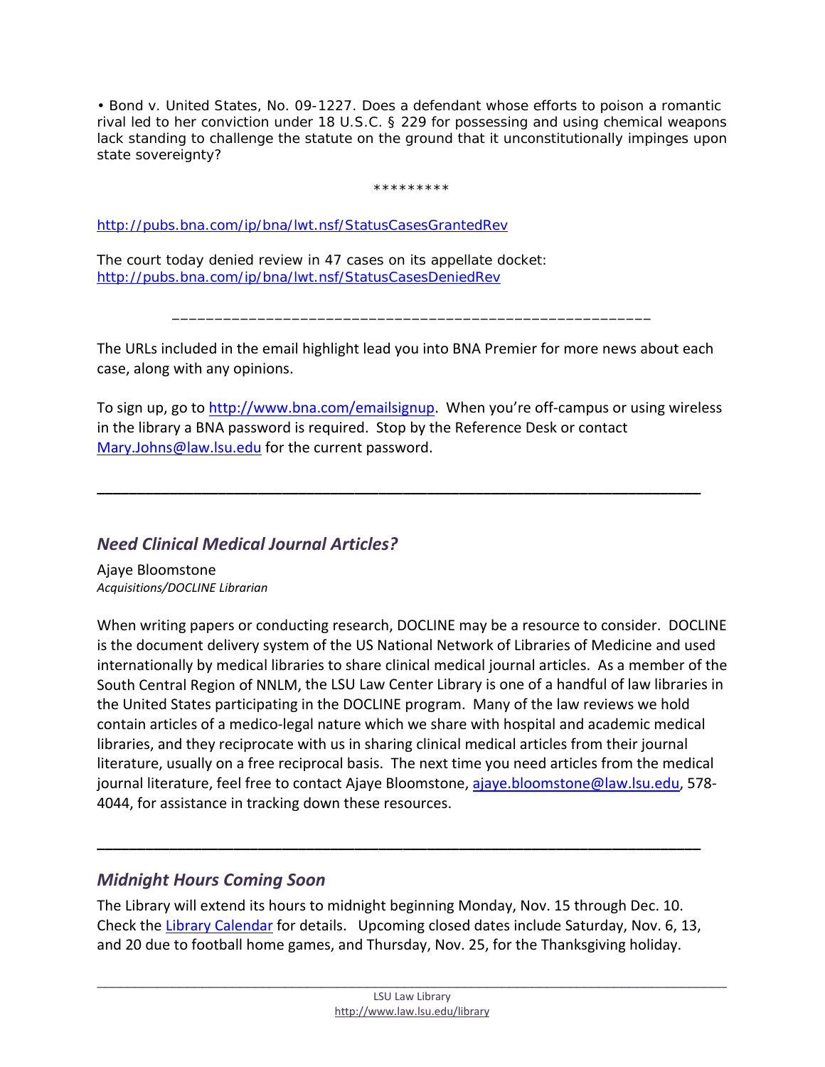• Bond v. United States, No. 09-1227. Does a defendant whose efforts to poison a romantic rival led to her conviction under 18 U.S.C. § 229 for possessing and using chemical weapons lack standing to challenge the statute on the ground that it unconstitutionally impinges upon state sovereignty?

*********

http://pubs.bna.com/ip/bna/lwt.nsf/StatusCasesGrantedRev

The court today denied review in 47 cases on its appellate docket:
http://pubs.bna.com/ip/bna/lwt.nsf/StatusCasesDeniedRev

---

The URLs included in the email highlight lead you into BNA Premier for more news about each case, along with any opinions.

To sign up, go to http://www.bna.com/emailsignup. When you're off-campus or using wireless in the library a BNA password is required. Stop by the Reference Desk or contact Mary.Johns@law.lsu.edu for the current password.

---

## *Need Clinical Medical Journal Articles?*

Ajaye Bloomstone
*Acquisitions/DOCLINE Librarian*

When writing papers or conducting research, DOCLINE may be a resource to consider. DOCLINE is the document delivery system of the US National Network of Libraries of Medicine and used internationally by medical libraries to share clinical medical journal articles. As a member of the South Central Region of NNLM, the LSU Law Center Library is one of a handful of law libraries in the United States participating in the DOCLINE program. Many of the law reviews we hold contain articles of a medico-legal nature which we share with hospital and academic medical libraries, and they reciprocate with us in sharing clinical medical articles from their journal literature, usually on a free reciprocal basis. The next time you need articles from the medical journal literature, feel free to contact Ajaye Bloomstone, ajaye.bloomstone@law.lsu.edu, 578-4044, for assistance in tracking down these resources.

---

## *Midnight Hours Coming Soon*

The Library will extend its hours to midnight beginning Monday, Nov. 15 through Dec. 10. Check the Library Calendar for details. Upcoming closed dates include Saturday, Nov. 6, 13, and 20 due to football home games, and Thursday, Nov. 25, for the Thanksgiving holiday.